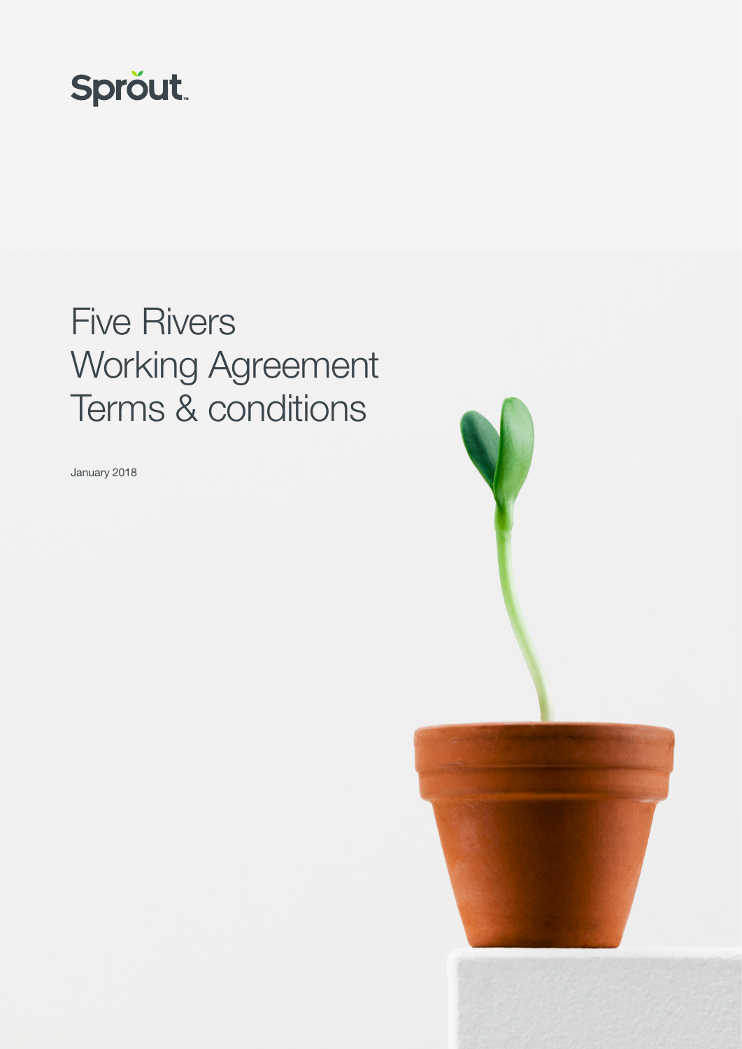Sprout™

# Five Rivers Working Agreement Terms & conditions

January 2018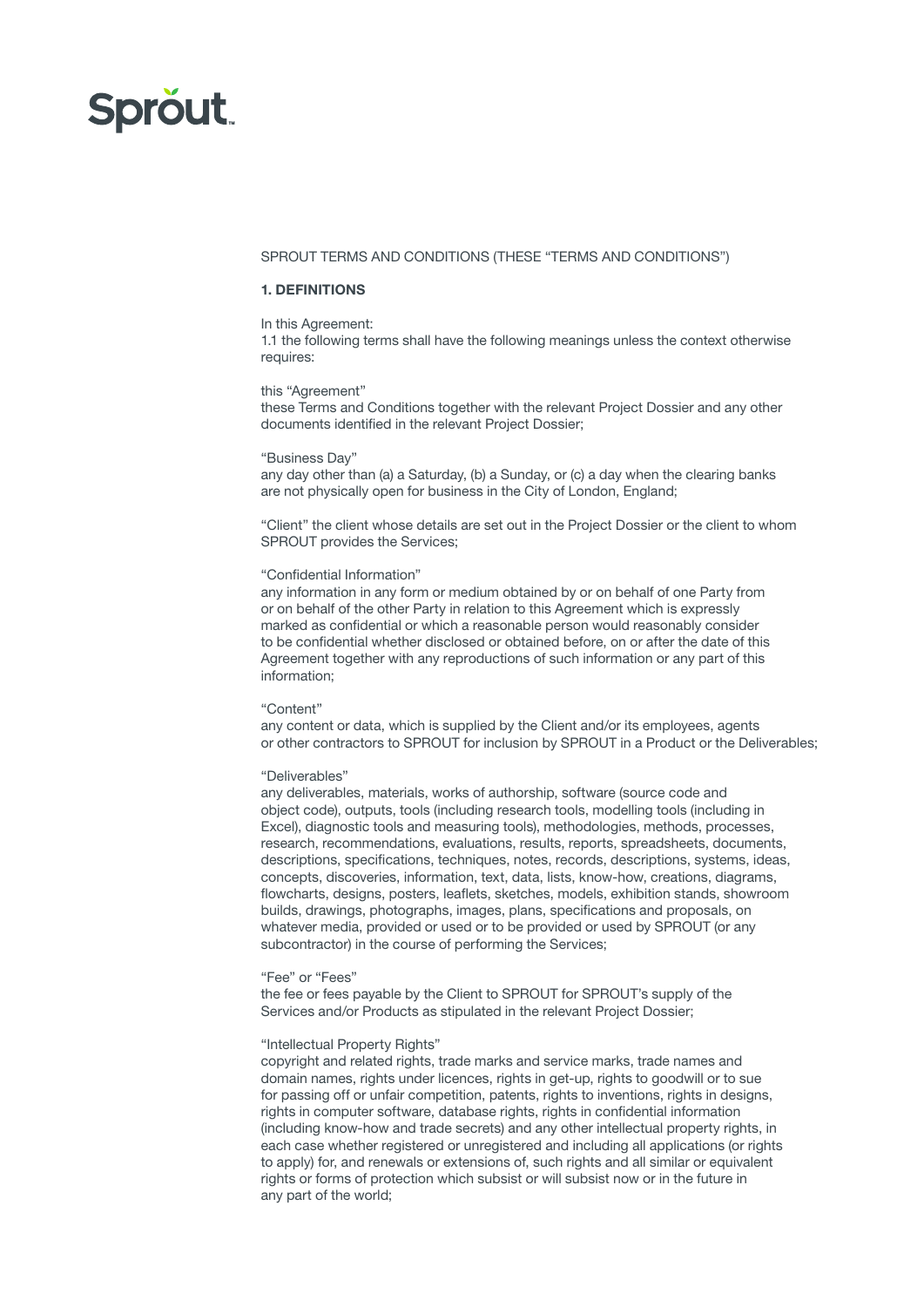Sprout

SPROUT TERMS AND CONDITIONS (THESE "TERMS AND CONDITIONS")

**1. DEFINITIONS**

In this Agreement:
1.1 the following terms shall have the following meanings unless the context otherwise requires:

this "Agreement"
these Terms and Conditions together with the relevant Project Dossier and any other documents identified in the relevant Project Dossier;

"Business Day"
any day other than (a) a Saturday, (b) a Sunday, or (c) a day when the clearing banks are not physically open for business in the City of London, England;

"Client" the client whose details are set out in the Project Dossier or the client to whom SPROUT provides the Services;

"Confidential Information"
any information in any form or medium obtained by or on behalf of one Party from or on behalf of the other Party in relation to this Agreement which is expressly marked as confidential or which a reasonable person would reasonably consider to be confidential whether disclosed or obtained before, on or after the date of this Agreement together with any reproductions of such information or any part of this information;

"Content"
any content or data, which is supplied by the Client and/or its employees, agents or other contractors to SPROUT for inclusion by SPROUT in a Product or the Deliverables;

"Deliverables"
any deliverables, materials, works of authorship, software (source code and object code), outputs, tools (including research tools, modelling tools (including in Excel), diagnostic tools and measuring tools), methodologies, methods, processes, research, recommendations, evaluations, results, reports, spreadsheets, documents, descriptions, specifications, techniques, notes, records, descriptions, systems, ideas, concepts, discoveries, information, text, data, lists, know-how, creations, diagrams, flowcharts, designs, posters, leaflets, sketches, models, exhibition stands, showroom builds, drawings, photographs, images, plans, specifications and proposals, on whatever media, provided or used or to be provided or used by SPROUT (or any subcontractor) in the course of performing the Services;

"Fee" or "Fees"
the fee or fees payable by the Client to SPROUT for SPROUT's supply of the Services and/or Products as stipulated in the relevant Project Dossier;

"Intellectual Property Rights"
copyright and related rights, trade marks and service marks, trade names and domain names, rights under licences, rights in get-up, rights to goodwill or to sue for passing off or unfair competition, patents, rights to inventions, rights in designs, rights in computer software, database rights, rights in confidential information (including know-how and trade secrets) and any other intellectual property rights, in each case whether registered or unregistered and including all applications (or rights to apply) for, and renewals or extensions of, such rights and all similar or equivalent rights or forms of protection which subsist or will subsist now or in the future in any part of the world;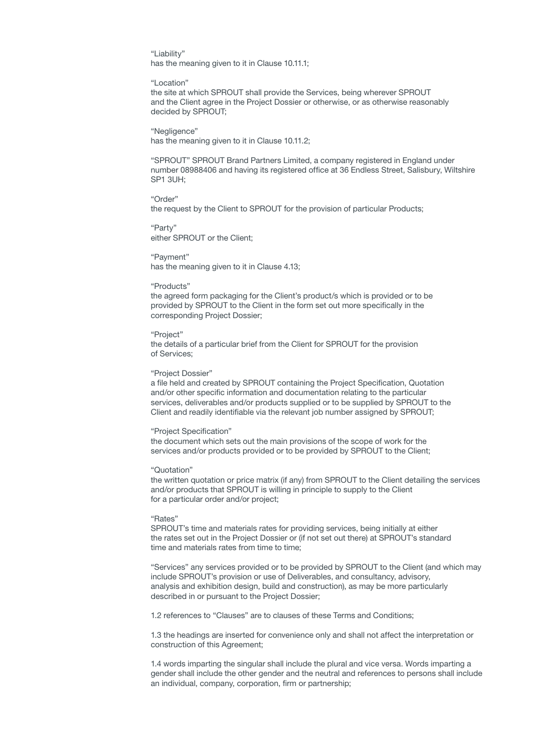"Liability"
has the meaning given to it in Clause 10.11.1;

"Location"
the site at which SPROUT shall provide the Services, being wherever SPROUT and the Client agree in the Project Dossier or otherwise, or as otherwise reasonably decided by SPROUT;

"Negligence"
has the meaning given to it in Clause 10.11.2;

"SPROUT" SPROUT Brand Partners Limited, a company registered in England under number 08988406 and having its registered office at 36 Endless Street, Salisbury, Wiltshire SP1 3UH;

"Order"
the request by the Client to SPROUT for the provision of particular Products;

"Party"
either SPROUT or the Client;

"Payment"
has the meaning given to it in Clause 4.13;

"Products"
the agreed form packaging for the Client's product/s which is provided or to be provided by SPROUT to the Client in the form set out more specifically in the corresponding Project Dossier;

"Project"
the details of a particular brief from the Client for SPROUT for the provision of Services;

"Project Dossier"
a file held and created by SPROUT containing the Project Specification, Quotation and/or other specific information and documentation relating to the particular services, deliverables and/or products supplied or to be supplied by SPROUT to the Client and readily identifiable via the relevant job number assigned by SPROUT;

"Project Specification"
the document which sets out the main provisions of the scope of work for the services and/or products provided or to be provided by SPROUT to the Client;

"Quotation"
the written quotation or price matrix (if any) from SPROUT to the Client detailing the services and/or products that SPROUT is willing in principle to supply to the Client for a particular order and/or project;

"Rates"
SPROUT's time and materials rates for providing services, being initially at either the rates set out in the Project Dossier or (if not set out there) at SPROUT's standard time and materials rates from time to time;

"Services" any services provided or to be provided by SPROUT to the Client (and which may include SPROUT's provision or use of Deliverables, and consultancy, advisory, analysis and exhibition design, build and construction), as may be more particularly described in or pursuant to the Project Dossier;

1.2 references to "Clauses" are to clauses of these Terms and Conditions;

1.3 the headings are inserted for convenience only and shall not affect the interpretation or construction of this Agreement;

1.4 words imparting the singular shall include the plural and vice versa. Words imparting a gender shall include the other gender and the neutral and references to persons shall include an individual, company, corporation, firm or partnership;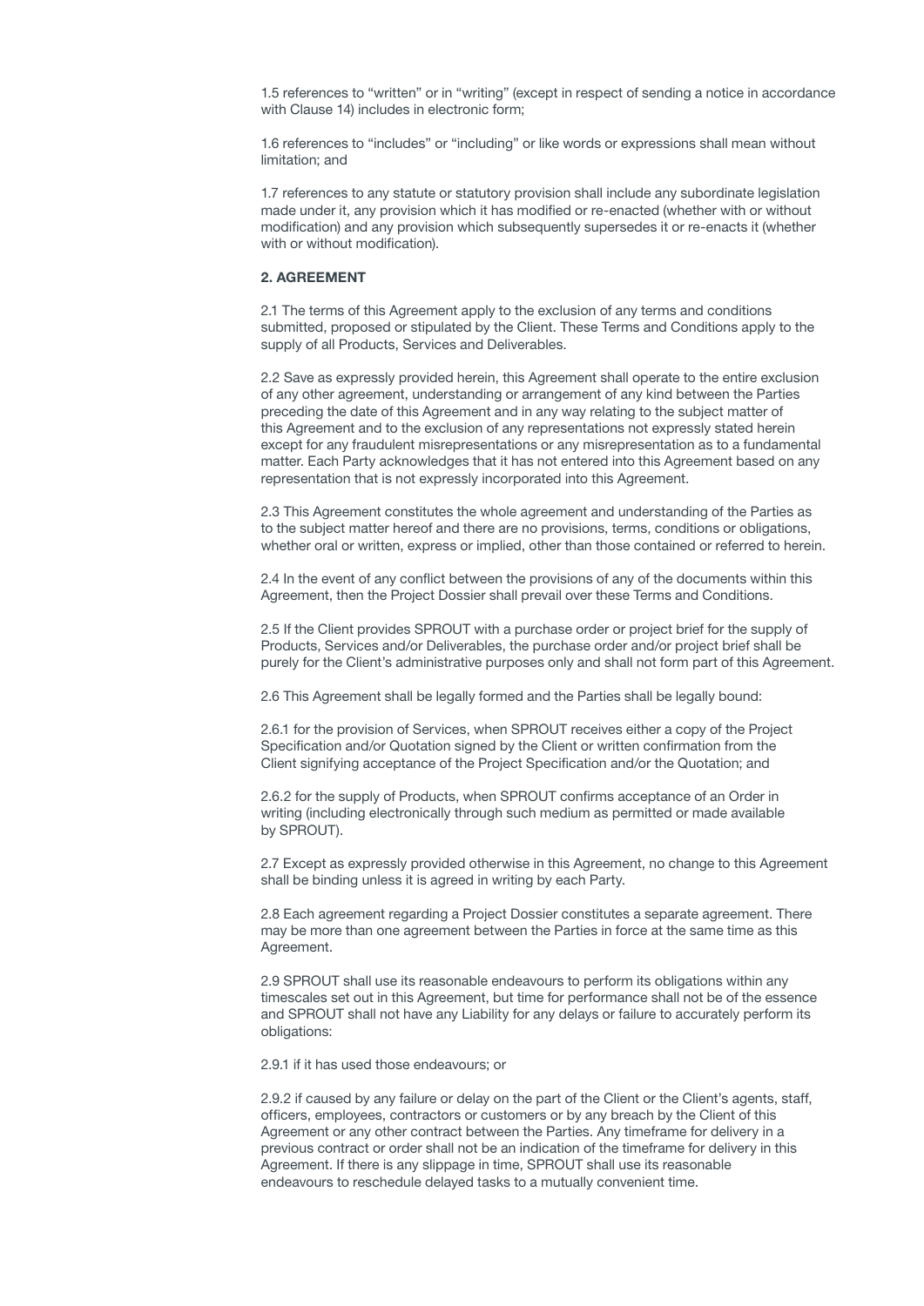1.5 references to "written" or in "writing" (except in respect of sending a notice in accordance with Clause 14) includes in electronic form;

1.6 references to "includes" or "including" or like words or expressions shall mean without limitation; and

1.7 references to any statute or statutory provision shall include any subordinate legislation made under it, any provision which it has modified or re-enacted (whether with or without modification) and any provision which subsequently supersedes it or re-enacts it (whether with or without modification).

**2. AGREEMENT**

2.1 The terms of this Agreement apply to the exclusion of any terms and conditions submitted, proposed or stipulated by the Client. These Terms and Conditions apply to the supply of all Products, Services and Deliverables.

2.2 Save as expressly provided herein, this Agreement shall operate to the entire exclusion of any other agreement, understanding or arrangement of any kind between the Parties preceding the date of this Agreement and in any way relating to the subject matter of this Agreement and to the exclusion of any representations not expressly stated herein except for any fraudulent misrepresentations or any misrepresentation as to a fundamental matter. Each Party acknowledges that it has not entered into this Agreement based on any representation that is not expressly incorporated into this Agreement.

2.3 This Agreement constitutes the whole agreement and understanding of the Parties as to the subject matter hereof and there are no provisions, terms, conditions or obligations, whether oral or written, express or implied, other than those contained or referred to herein.

2.4 In the event of any conflict between the provisions of any of the documents within this Agreement, then the Project Dossier shall prevail over these Terms and Conditions.

2.5 If the Client provides SPROUT with a purchase order or project brief for the supply of Products, Services and/or Deliverables, the purchase order and/or project brief shall be purely for the Client's administrative purposes only and shall not form part of this Agreement.

2.6 This Agreement shall be legally formed and the Parties shall be legally bound:

2.6.1 for the provision of Services, when SPROUT receives either a copy of the Project Specification and/or Quotation signed by the Client or written confirmation from the Client signifying acceptance of the Project Specification and/or the Quotation; and

2.6.2 for the supply of Products, when SPROUT confirms acceptance of an Order in writing (including electronically through such medium as permitted or made available by SPROUT).

2.7 Except as expressly provided otherwise in this Agreement, no change to this Agreement shall be binding unless it is agreed in writing by each Party.

2.8 Each agreement regarding a Project Dossier constitutes a separate agreement. There may be more than one agreement between the Parties in force at the same time as this Agreement.

2.9 SPROUT shall use its reasonable endeavours to perform its obligations within any timescales set out in this Agreement, but time for performance shall not be of the essence and SPROUT shall not have any Liability for any delays or failure to accurately perform its obligations:

2.9.1 if it has used those endeavours; or

2.9.2 if caused by any failure or delay on the part of the Client or the Client's agents, staff, officers, employees, contractors or customers or by any breach by the Client of this Agreement or any other contract between the Parties. Any timeframe for delivery in a previous contract or order shall not be an indication of the timeframe for delivery in this Agreement. If there is any slippage in time, SPROUT shall use its reasonable endeavours to reschedule delayed tasks to a mutually convenient time.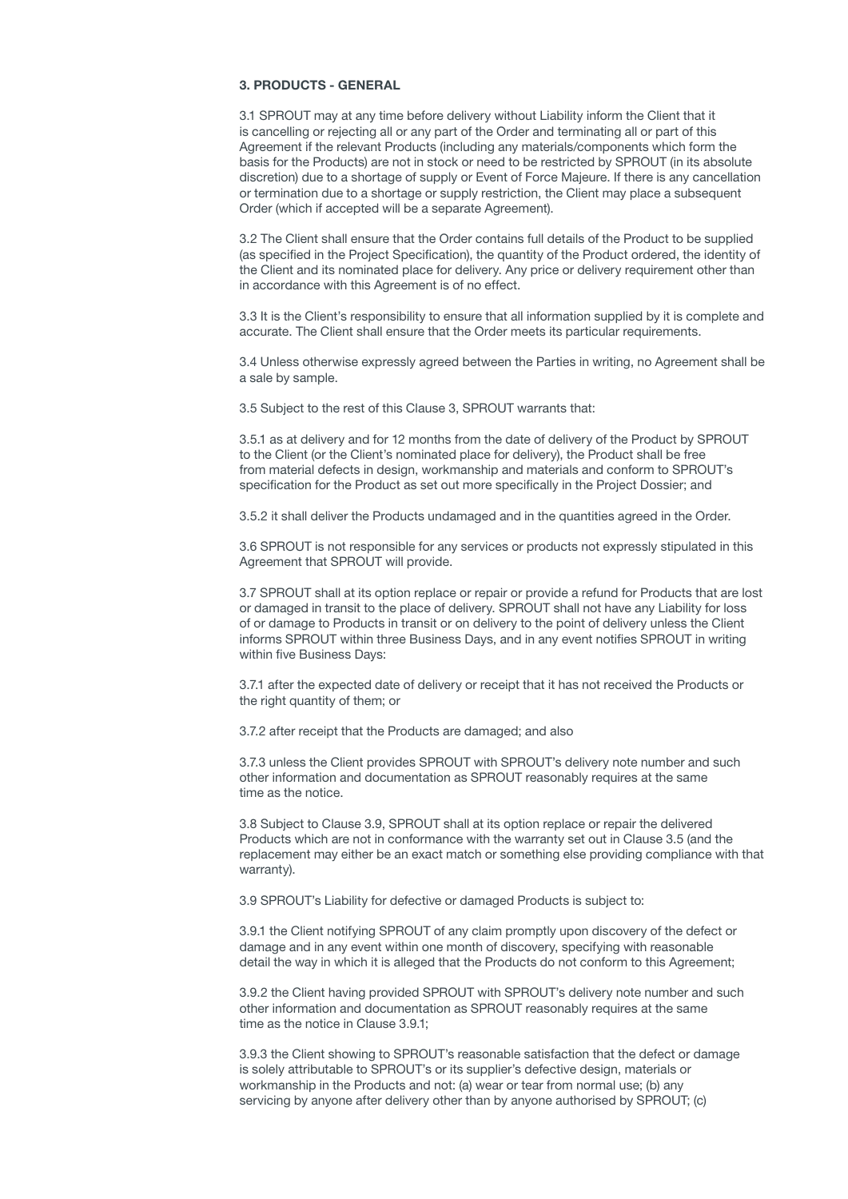**3. PRODUCTS - GENERAL**

3.1 SPROUT may at any time before delivery without Liability inform the Client that it is cancelling or rejecting all or any part of the Order and terminating all or part of this Agreement if the relevant Products (including any materials/components which form the basis for the Products) are not in stock or need to be restricted by SPROUT (in its absolute discretion) due to a shortage of supply or Event of Force Majeure. If there is any cancellation or termination due to a shortage or supply restriction, the Client may place a subsequent Order (which if accepted will be a separate Agreement).

3.2 The Client shall ensure that the Order contains full details of the Product to be supplied (as specified in the Project Specification), the quantity of the Product ordered, the identity of the Client and its nominated place for delivery. Any price or delivery requirement other than in accordance with this Agreement is of no effect.

3.3 It is the Client's responsibility to ensure that all information supplied by it is complete and accurate. The Client shall ensure that the Order meets its particular requirements.

3.4 Unless otherwise expressly agreed between the Parties in writing, no Agreement shall be a sale by sample.

3.5 Subject to the rest of this Clause 3, SPROUT warrants that:

3.5.1 as at delivery and for 12 months from the date of delivery of the Product by SPROUT to the Client (or the Client's nominated place for delivery), the Product shall be free from material defects in design, workmanship and materials and conform to SPROUT's specification for the Product as set out more specifically in the Project Dossier; and

3.5.2 it shall deliver the Products undamaged and in the quantities agreed in the Order.

3.6 SPROUT is not responsible for any services or products not expressly stipulated in this Agreement that SPROUT will provide.

3.7 SPROUT shall at its option replace or repair or provide a refund for Products that are lost or damaged in transit to the place of delivery. SPROUT shall not have any Liability for loss of or damage to Products in transit or on delivery to the point of delivery unless the Client informs SPROUT within three Business Days, and in any event notifies SPROUT in writing within five Business Days:

3.7.1 after the expected date of delivery or receipt that it has not received the Products or the right quantity of them; or

3.7.2 after receipt that the Products are damaged; and also

3.7.3 unless the Client provides SPROUT with SPROUT's delivery note number and such other information and documentation as SPROUT reasonably requires at the same time as the notice.

3.8 Subject to Clause 3.9, SPROUT shall at its option replace or repair the delivered Products which are not in conformance with the warranty set out in Clause 3.5 (and the replacement may either be an exact match or something else providing compliance with that warranty).

3.9 SPROUT's Liability for defective or damaged Products is subject to:

3.9.1 the Client notifying SPROUT of any claim promptly upon discovery of the defect or damage and in any event within one month of discovery, specifying with reasonable detail the way in which it is alleged that the Products do not conform to this Agreement;

3.9.2 the Client having provided SPROUT with SPROUT's delivery note number and such other information and documentation as SPROUT reasonably requires at the same time as the notice in Clause 3.9.1;

3.9.3 the Client showing to SPROUT's reasonable satisfaction that the defect or damage is solely attributable to SPROUT's or its supplier's defective design, materials or workmanship in the Products and not: (a) wear or tear from normal use; (b) any servicing by anyone after delivery other than by anyone authorised by SPROUT; (c)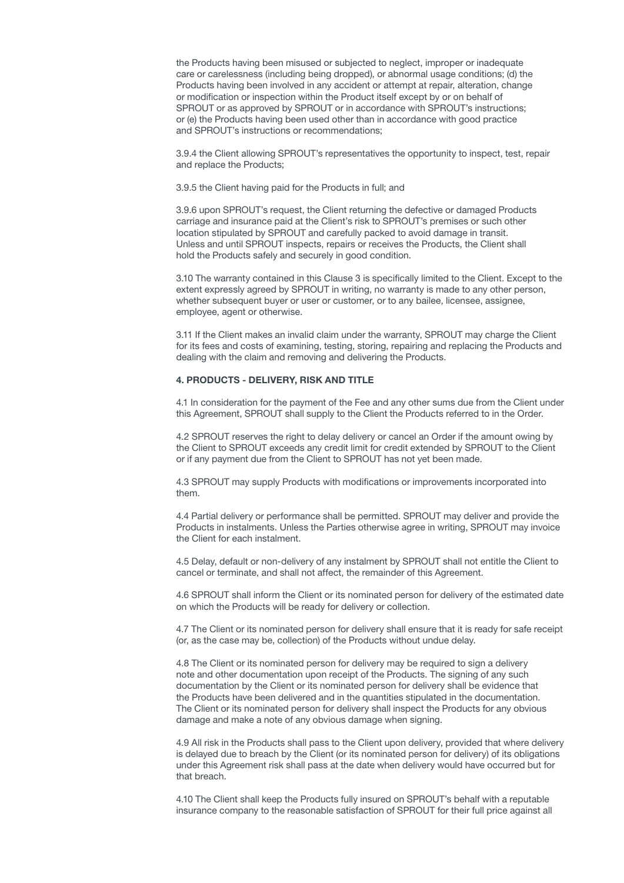the Products having been misused or subjected to neglect, improper or inadequate care or carelessness (including being dropped), or abnormal usage conditions; (d) the Products having been involved in any accident or attempt at repair, alteration, change or modification or inspection within the Product itself except by or on behalf of SPROUT or as approved by SPROUT or in accordance with SPROUT's instructions; or (e) the Products having been used other than in accordance with good practice and SPROUT's instructions or recommendations;

3.9.4 the Client allowing SPROUT's representatives the opportunity to inspect, test, repair and replace the Products;

3.9.5 the Client having paid for the Products in full; and

3.9.6 upon SPROUT's request, the Client returning the defective or damaged Products carriage and insurance paid at the Client's risk to SPROUT's premises or such other location stipulated by SPROUT and carefully packed to avoid damage in transit. Unless and until SPROUT inspects, repairs or receives the Products, the Client shall hold the Products safely and securely in good condition.

3.10 The warranty contained in this Clause 3 is specifically limited to the Client. Except to the extent expressly agreed by SPROUT in writing, no warranty is made to any other person, whether subsequent buyer or user or customer, or to any bailee, licensee, assignee, employee, agent or otherwise.

3.11 If the Client makes an invalid claim under the warranty, SPROUT may charge the Client for its fees and costs of examining, testing, storing, repairing and replacing the Products and dealing with the claim and removing and delivering the Products.

**4. PRODUCTS - DELIVERY, RISK AND TITLE**

4.1 In consideration for the payment of the Fee and any other sums due from the Client under this Agreement, SPROUT shall supply to the Client the Products referred to in the Order.

4.2 SPROUT reserves the right to delay delivery or cancel an Order if the amount owing by the Client to SPROUT exceeds any credit limit for credit extended by SPROUT to the Client or if any payment due from the Client to SPROUT has not yet been made.

4.3 SPROUT may supply Products with modifications or improvements incorporated into them.

4.4 Partial delivery or performance shall be permitted. SPROUT may deliver and provide the Products in instalments. Unless the Parties otherwise agree in writing, SPROUT may invoice the Client for each instalment.

4.5 Delay, default or non-delivery of any instalment by SPROUT shall not entitle the Client to cancel or terminate, and shall not affect, the remainder of this Agreement.

4.6 SPROUT shall inform the Client or its nominated person for delivery of the estimated date on which the Products will be ready for delivery or collection.

4.7 The Client or its nominated person for delivery shall ensure that it is ready for safe receipt (or, as the case may be, collection) of the Products without undue delay.

4.8 The Client or its nominated person for delivery may be required to sign a delivery note and other documentation upon receipt of the Products. The signing of any such documentation by the Client or its nominated person for delivery shall be evidence that the Products have been delivered and in the quantities stipulated in the documentation. The Client or its nominated person for delivery shall inspect the Products for any obvious damage and make a note of any obvious damage when signing.

4.9 All risk in the Products shall pass to the Client upon delivery, provided that where delivery is delayed due to breach by the Client (or its nominated person for delivery) of its obligations under this Agreement risk shall pass at the date when delivery would have occurred but for that breach.

4.10 The Client shall keep the Products fully insured on SPROUT's behalf with a reputable insurance company to the reasonable satisfaction of SPROUT for their full price against all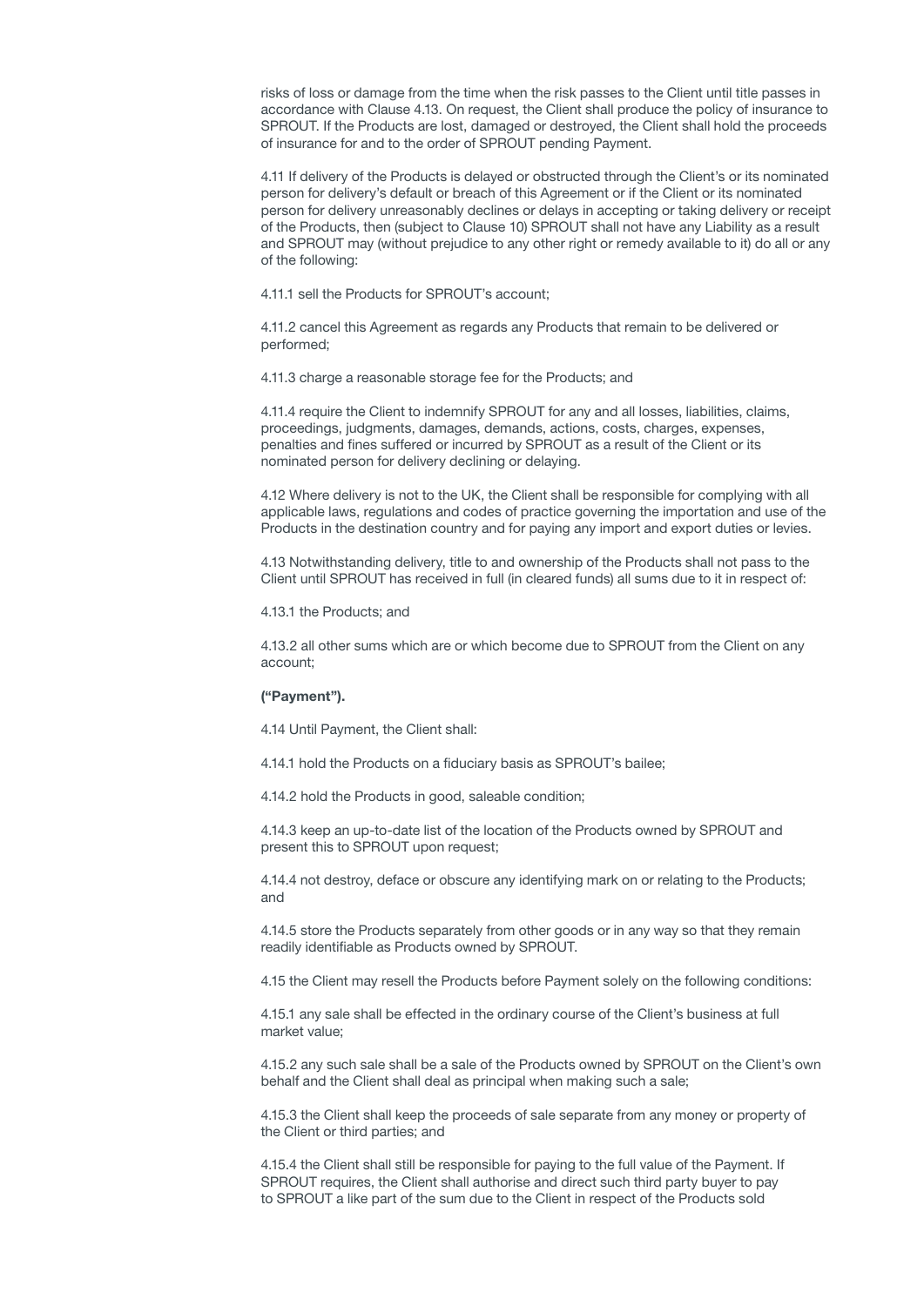risks of loss or damage from the time when the risk passes to the Client until title passes in accordance with Clause 4.13. On request, the Client shall produce the policy of insurance to SPROUT. If the Products are lost, damaged or destroyed, the Client shall hold the proceeds of insurance for and to the order of SPROUT pending Payment.

4.11 If delivery of the Products is delayed or obstructed through the Client's or its nominated person for delivery's default or breach of this Agreement or if the Client or its nominated person for delivery unreasonably declines or delays in accepting or taking delivery or receipt of the Products, then (subject to Clause 10) SPROUT shall not have any Liability as a result and SPROUT may (without prejudice to any other right or remedy available to it) do all or any of the following:

4.11.1 sell the Products for SPROUT's account;

4.11.2 cancel this Agreement as regards any Products that remain to be delivered or performed;

4.11.3 charge a reasonable storage fee for the Products; and

4.11.4 require the Client to indemnify SPROUT for any and all losses, liabilities, claims, proceedings, judgments, damages, demands, actions, costs, charges, expenses, penalties and fines suffered or incurred by SPROUT as a result of the Client or its nominated person for delivery declining or delaying.

4.12 Where delivery is not to the UK, the Client shall be responsible for complying with all applicable laws, regulations and codes of practice governing the importation and use of the Products in the destination country and for paying any import and export duties or levies.

4.13 Notwithstanding delivery, title to and ownership of the Products shall not pass to the Client until SPROUT has received in full (in cleared funds) all sums due to it in respect of:

4.13.1 the Products; and

4.13.2 all other sums which are or which become due to SPROUT from the Client on any account;

**("Payment").**

4.14 Until Payment, the Client shall:

4.14.1 hold the Products on a fiduciary basis as SPROUT's bailee;

4.14.2 hold the Products in good, saleable condition;

4.14.3 keep an up-to-date list of the location of the Products owned by SPROUT and present this to SPROUT upon request;

4.14.4 not destroy, deface or obscure any identifying mark on or relating to the Products; and

4.14.5 store the Products separately from other goods or in any way so that they remain readily identifiable as Products owned by SPROUT.

4.15 the Client may resell the Products before Payment solely on the following conditions:

4.15.1 any sale shall be effected in the ordinary course of the Client's business at full market value;

4.15.2 any such sale shall be a sale of the Products owned by SPROUT on the Client's own behalf and the Client shall deal as principal when making such a sale;

4.15.3 the Client shall keep the proceeds of sale separate from any money or property of the Client or third parties; and

4.15.4 the Client shall still be responsible for paying to the full value of the Payment. If SPROUT requires, the Client shall authorise and direct such third party buyer to pay to SPROUT a like part of the sum due to the Client in respect of the Products sold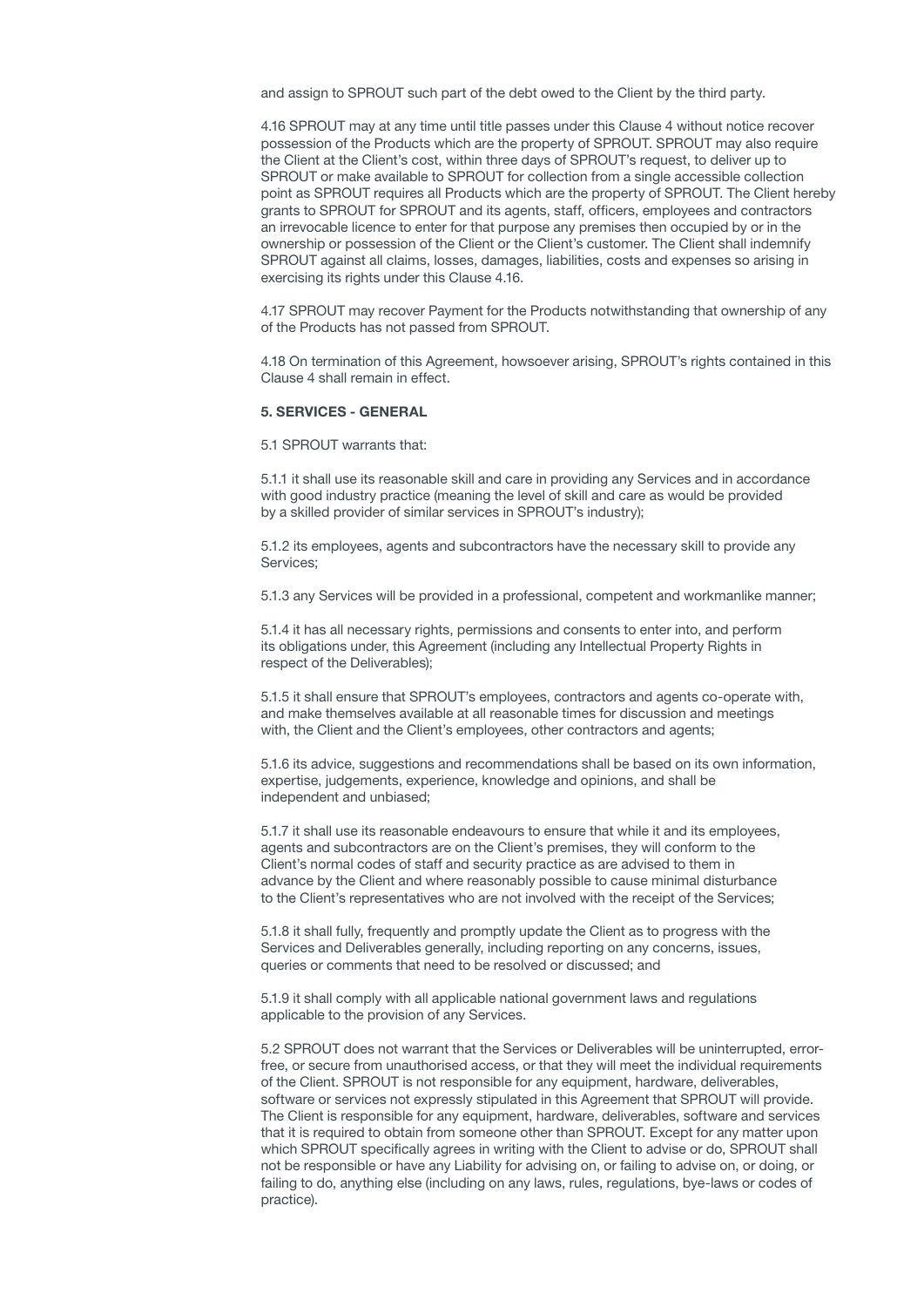and assign to SPROUT such part of the debt owed to the Client by the third party.

4.16 SPROUT may at any time until title passes under this Clause 4 without notice recover possession of the Products which are the property of SPROUT. SPROUT may also require the Client at the Client's cost, within three days of SPROUT's request, to deliver up to SPROUT or make available to SPROUT for collection from a single accessible collection point as SPROUT requires all Products which are the property of SPROUT. The Client hereby grants to SPROUT for SPROUT and its agents, staff, officers, employees and contractors an irrevocable licence to enter for that purpose any premises then occupied by or in the ownership or possession of the Client or the Client's customer. The Client shall indemnify SPROUT against all claims, losses, damages, liabilities, costs and expenses so arising in exercising its rights under this Clause 4.16.

4.17 SPROUT may recover Payment for the Products notwithstanding that ownership of any of the Products has not passed from SPROUT.

4.18 On termination of this Agreement, howsoever arising, SPROUT's rights contained in this Clause 4 shall remain in effect.

**5. SERVICES - GENERAL**

5.1 SPROUT warrants that:

5.1.1 it shall use its reasonable skill and care in providing any Services and in accordance with good industry practice (meaning the level of skill and care as would be provided by a skilled provider of similar services in SPROUT's industry);

5.1.2 its employees, agents and subcontractors have the necessary skill to provide any Services;

5.1.3 any Services will be provided in a professional, competent and workmanlike manner;

5.1.4 it has all necessary rights, permissions and consents to enter into, and perform its obligations under, this Agreement (including any Intellectual Property Rights in respect of the Deliverables);

5.1.5 it shall ensure that SPROUT's employees, contractors and agents co-operate with, and make themselves available at all reasonable times for discussion and meetings with, the Client and the Client's employees, other contractors and agents;

5.1.6 its advice, suggestions and recommendations shall be based on its own information, expertise, judgements, experience, knowledge and opinions, and shall be independent and unbiased;

5.1.7 it shall use its reasonable endeavours to ensure that while it and its employees, agents and subcontractors are on the Client's premises, they will conform to the Client's normal codes of staff and security practice as are advised to them in advance by the Client and where reasonably possible to cause minimal disturbance to the Client's representatives who are not involved with the receipt of the Services;

5.1.8 it shall fully, frequently and promptly update the Client as to progress with the Services and Deliverables generally, including reporting on any concerns, issues, queries or comments that need to be resolved or discussed; and

5.1.9 it shall comply with all applicable national government laws and regulations applicable to the provision of any Services.

5.2 SPROUT does not warrant that the Services or Deliverables will be uninterrupted, error-free, or secure from unauthorised access, or that they will meet the individual requirements of the Client. SPROUT is not responsible for any equipment, hardware, deliverables, software or services not expressly stipulated in this Agreement that SPROUT will provide. The Client is responsible for any equipment, hardware, deliverables, software and services that it is required to obtain from someone other than SPROUT. Except for any matter upon which SPROUT specifically agrees in writing with the Client to advise or do, SPROUT shall not be responsible or have any Liability for advising on, or failing to advise on, or doing, or failing to do, anything else (including on any laws, rules, regulations, bye-laws or codes of practice).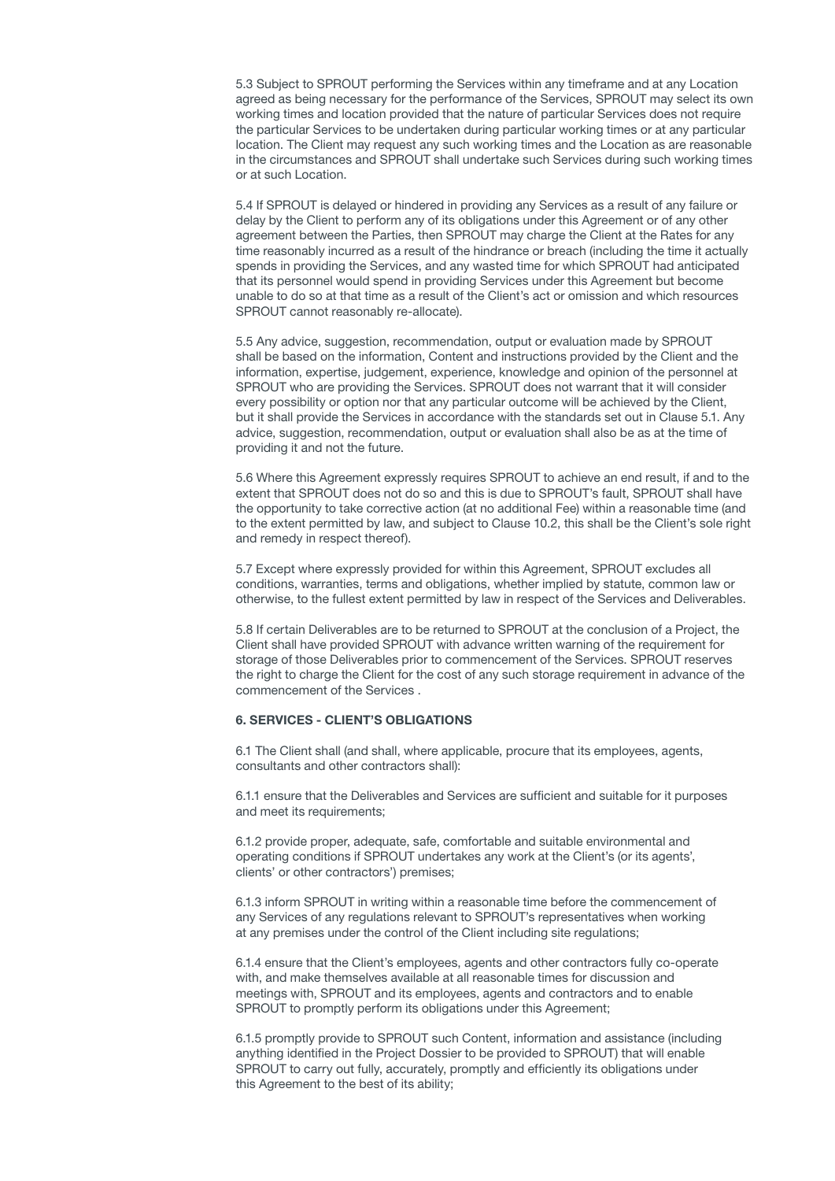5.3 Subject to SPROUT performing the Services within any timeframe and at any Location agreed as being necessary for the performance of the Services, SPROUT may select its own working times and location provided that the nature of particular Services does not require the particular Services to be undertaken during particular working times or at any particular location. The Client may request any such working times and the Location as are reasonable in the circumstances and SPROUT shall undertake such Services during such working times or at such Location.

5.4 If SPROUT is delayed or hindered in providing any Services as a result of any failure or delay by the Client to perform any of its obligations under this Agreement or of any other agreement between the Parties, then SPROUT may charge the Client at the Rates for any time reasonably incurred as a result of the hindrance or breach (including the time it actually spends in providing the Services, and any wasted time for which SPROUT had anticipated that its personnel would spend in providing Services under this Agreement but become unable to do so at that time as a result of the Client's act or omission and which resources SPROUT cannot reasonably re-allocate).

5.5 Any advice, suggestion, recommendation, output or evaluation made by SPROUT shall be based on the information, Content and instructions provided by the Client and the information, expertise, judgement, experience, knowledge and opinion of the personnel at SPROUT who are providing the Services. SPROUT does not warrant that it will consider every possibility or option nor that any particular outcome will be achieved by the Client, but it shall provide the Services in accordance with the standards set out in Clause 5.1. Any advice, suggestion, recommendation, output or evaluation shall also be as at the time of providing it and not the future.

5.6 Where this Agreement expressly requires SPROUT to achieve an end result, if and to the extent that SPROUT does not do so and this is due to SPROUT's fault, SPROUT shall have the opportunity to take corrective action (at no additional Fee) within a reasonable time (and to the extent permitted by law, and subject to Clause 10.2, this shall be the Client's sole right and remedy in respect thereof).

5.7 Except where expressly provided for within this Agreement, SPROUT excludes all conditions, warranties, terms and obligations, whether implied by statute, common law or otherwise, to the fullest extent permitted by law in respect of the Services and Deliverables.

5.8 If certain Deliverables are to be returned to SPROUT at the conclusion of a Project, the Client shall have provided SPROUT with advance written warning of the requirement for storage of those Deliverables prior to commencement of the Services. SPROUT reserves the right to charge the Client for the cost of any such storage requirement in advance of the commencement of the Services .

### 6. SERVICES - CLIENT'S OBLIGATIONS

6.1 The Client shall (and shall, where applicable, procure that its employees, agents, consultants and other contractors shall):

6.1.1 ensure that the Deliverables and Services are sufficient and suitable for it purposes and meet its requirements;

6.1.2 provide proper, adequate, safe, comfortable and suitable environmental and operating conditions if SPROUT undertakes any work at the Client's (or its agents', clients' or other contractors') premises;

6.1.3 inform SPROUT in writing within a reasonable time before the commencement of any Services of any regulations relevant to SPROUT's representatives when working at any premises under the control of the Client including site regulations;

6.1.4 ensure that the Client's employees, agents and other contractors fully co-operate with, and make themselves available at all reasonable times for discussion and meetings with, SPROUT and its employees, agents and contractors and to enable SPROUT to promptly perform its obligations under this Agreement;

6.1.5 promptly provide to SPROUT such Content, information and assistance (including anything identified in the Project Dossier to be provided to SPROUT) that will enable SPROUT to carry out fully, accurately, promptly and efficiently its obligations under this Agreement to the best of its ability;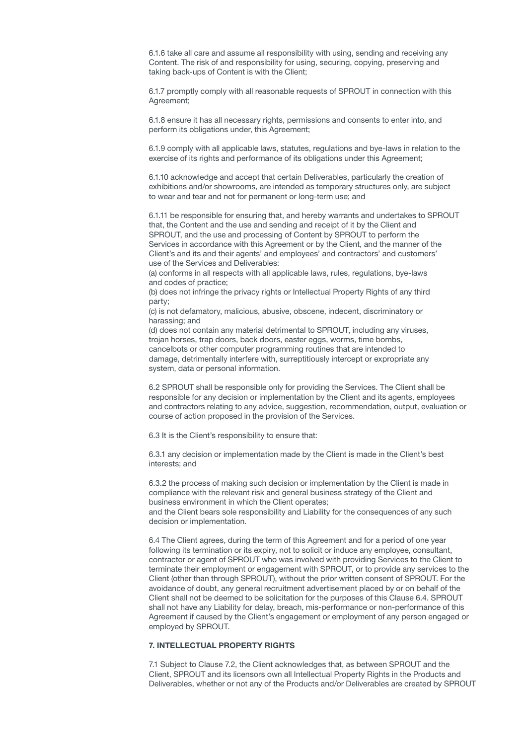6.1.6 take all care and assume all responsibility with using, sending and receiving any Content. The risk of and responsibility for using, securing, copying, preserving and taking back-ups of Content is with the Client;

6.1.7 promptly comply with all reasonable requests of SPROUT in connection with this Agreement;

6.1.8 ensure it has all necessary rights, permissions and consents to enter into, and perform its obligations under, this Agreement;

6.1.9 comply with all applicable laws, statutes, regulations and bye-laws in relation to the exercise of its rights and performance of its obligations under this Agreement;

6.1.10 acknowledge and accept that certain Deliverables, particularly the creation of exhibitions and/or showrooms, are intended as temporary structures only, are subject to wear and tear and not for permanent or long-term use; and

6.1.11 be responsible for ensuring that, and hereby warrants and undertakes to SPROUT that, the Content and the use and sending and receipt of it by the Client and SPROUT, and the use and processing of Content by SPROUT to perform the Services in accordance with this Agreement or by the Client, and the manner of the Client's and its and their agents' and employees' and contractors' and customers' use of the Services and Deliverables:
(a) conforms in all respects with all applicable laws, rules, regulations, bye-laws and codes of practice;
(b) does not infringe the privacy rights or Intellectual Property Rights of any third party;
(c) is not defamatory, malicious, abusive, obscene, indecent, discriminatory or harassing; and
(d) does not contain any material detrimental to SPROUT, including any viruses, trojan horses, trap doors, back doors, easter eggs, worms, time bombs, cancelbots or other computer programming routines that are intended to damage, detrimentally interfere with, surreptitiously intercept or expropriate any system, data or personal information.

6.2 SPROUT shall be responsible only for providing the Services. The Client shall be responsible for any decision or implementation by the Client and its agents, employees and contractors relating to any advice, suggestion, recommendation, output, evaluation or course of action proposed in the provision of the Services.

6.3 It is the Client's responsibility to ensure that:

6.3.1 any decision or implementation made by the Client is made in the Client's best interests; and

6.3.2 the process of making such decision or implementation by the Client is made in compliance with the relevant risk and general business strategy of the Client and business environment in which the Client operates;
and the Client bears sole responsibility and Liability for the consequences of any such decision or implementation.

6.4 The Client agrees, during the term of this Agreement and for a period of one year following its termination or its expiry, not to solicit or induce any employee, consultant, contractor or agent of SPROUT who was involved with providing Services to the Client to terminate their employment or engagement with SPROUT, or to provide any services to the Client (other than through SPROUT), without the prior written consent of SPROUT. For the avoidance of doubt, any general recruitment advertisement placed by or on behalf of the Client shall not be deemed to be solicitation for the purposes of this Clause 6.4. SPROUT shall not have any Liability for delay, breach, mis-performance or non-performance of this Agreement if caused by the Client's engagement or employment of any person engaged or employed by SPROUT.

**7. INTELLECTUAL PROPERTY RIGHTS**

7.1 Subject to Clause 7.2, the Client acknowledges that, as between SPROUT and the Client, SPROUT and its licensors own all Intellectual Property Rights in the Products and Deliverables, whether or not any of the Products and/or Deliverables are created by SPROUT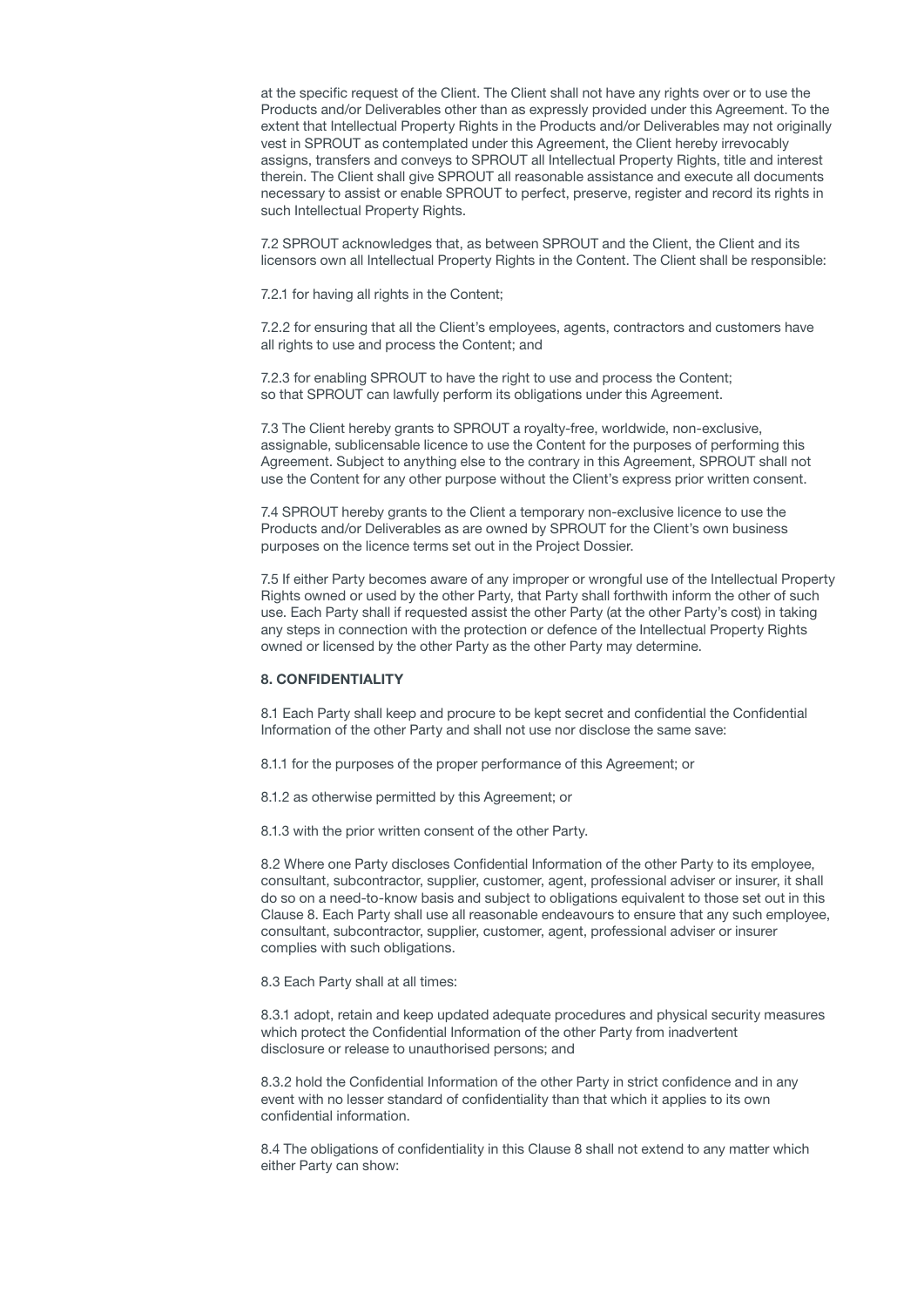at the specific request of the Client. The Client shall not have any rights over or to use the Products and/or Deliverables other than as expressly provided under this Agreement. To the extent that Intellectual Property Rights in the Products and/or Deliverables may not originally vest in SPROUT as contemplated under this Agreement, the Client hereby irrevocably assigns, transfers and conveys to SPROUT all Intellectual Property Rights, title and interest therein. The Client shall give SPROUT all reasonable assistance and execute all documents necessary to assist or enable SPROUT to perfect, preserve, register and record its rights in such Intellectual Property Rights.

7.2 SPROUT acknowledges that, as between SPROUT and the Client, the Client and its licensors own all Intellectual Property Rights in the Content. The Client shall be responsible:

7.2.1 for having all rights in the Content;

7.2.2 for ensuring that all the Client's employees, agents, contractors and customers have all rights to use and process the Content; and

7.2.3 for enabling SPROUT to have the right to use and process the Content;
so that SPROUT can lawfully perform its obligations under this Agreement.

7.3 The Client hereby grants to SPROUT a royalty-free, worldwide, non-exclusive, assignable, sublicensable licence to use the Content for the purposes of performing this Agreement. Subject to anything else to the contrary in this Agreement, SPROUT shall not use the Content for any other purpose without the Client's express prior written consent.

7.4 SPROUT hereby grants to the Client a temporary non-exclusive licence to use the Products and/or Deliverables as are owned by SPROUT for the Client's own business purposes on the licence terms set out in the Project Dossier.

7.5 If either Party becomes aware of any improper or wrongful use of the Intellectual Property Rights owned or used by the other Party, that Party shall forthwith inform the other of such use. Each Party shall if requested assist the other Party (at the other Party's cost) in taking any steps in connection with the protection or defence of the Intellectual Property Rights owned or licensed by the other Party as the other Party may determine.

**8. CONFIDENTIALITY**

8.1 Each Party shall keep and procure to be kept secret and confidential the Confidential Information of the other Party and shall not use nor disclose the same save:

8.1.1 for the purposes of the proper performance of this Agreement; or

8.1.2 as otherwise permitted by this Agreement; or

8.1.3 with the prior written consent of the other Party.

8.2 Where one Party discloses Confidential Information of the other Party to its employee, consultant, subcontractor, supplier, customer, agent, professional adviser or insurer, it shall do so on a need-to-know basis and subject to obligations equivalent to those set out in this Clause 8. Each Party shall use all reasonable endeavours to ensure that any such employee, consultant, subcontractor, supplier, customer, agent, professional adviser or insurer complies with such obligations.

8.3 Each Party shall at all times:

8.3.1 adopt, retain and keep updated adequate procedures and physical security measures which protect the Confidential Information of the other Party from inadvertent disclosure or release to unauthorised persons; and

8.3.2 hold the Confidential Information of the other Party in strict confidence and in any event with no lesser standard of confidentiality than that which it applies to its own confidential information.

8.4 The obligations of confidentiality in this Clause 8 shall not extend to any matter which either Party can show: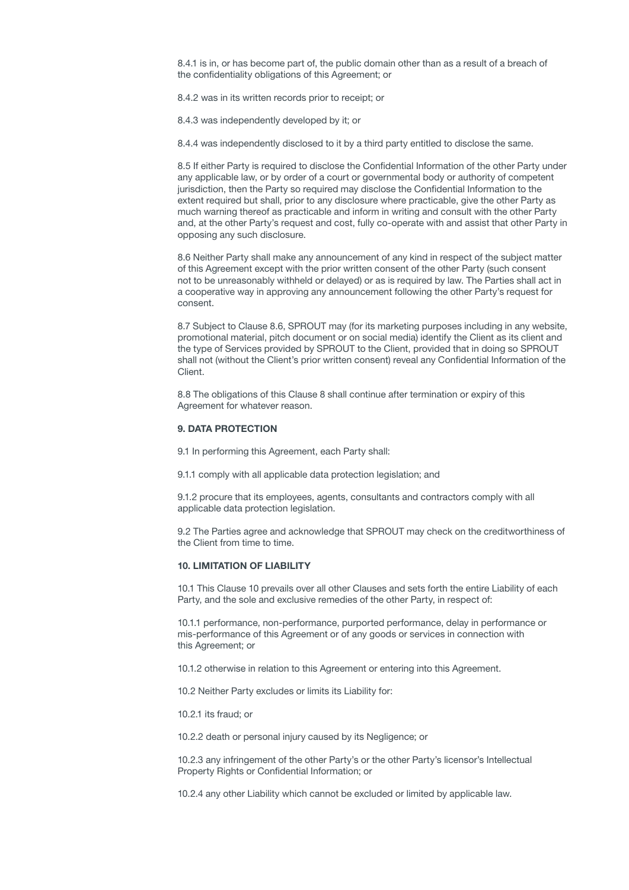8.4.1 is in, or has become part of, the public domain other than as a result of a breach of the confidentiality obligations of this Agreement; or

8.4.2 was in its written records prior to receipt; or

8.4.3 was independently developed by it; or

8.4.4 was independently disclosed to it by a third party entitled to disclose the same.

8.5 If either Party is required to disclose the Confidential Information of the other Party under any applicable law, or by order of a court or governmental body or authority of competent jurisdiction, then the Party so required may disclose the Confidential Information to the extent required but shall, prior to any disclosure where practicable, give the other Party as much warning thereof as practicable and inform in writing and consult with the other Party and, at the other Party's request and cost, fully co-operate with and assist that other Party in opposing any such disclosure.

8.6 Neither Party shall make any announcement of any kind in respect of the subject matter of this Agreement except with the prior written consent of the other Party (such consent not to be unreasonably withheld or delayed) or as is required by law. The Parties shall act in a cooperative way in approving any announcement following the other Party's request for consent.

8.7 Subject to Clause 8.6, SPROUT may (for its marketing purposes including in any website, promotional material, pitch document or on social media) identify the Client as its client and the type of Services provided by SPROUT to the Client, provided that in doing so SPROUT shall not (without the Client's prior written consent) reveal any Confidential Information of the Client.

8.8 The obligations of this Clause 8 shall continue after termination or expiry of this Agreement for whatever reason.

**9. DATA PROTECTION**

9.1 In performing this Agreement, each Party shall:

9.1.1 comply with all applicable data protection legislation; and

9.1.2 procure that its employees, agents, consultants and contractors comply with all applicable data protection legislation.

9.2 The Parties agree and acknowledge that SPROUT may check on the creditworthiness of the Client from time to time.

**10. LIMITATION OF LIABILITY**

10.1 This Clause 10 prevails over all other Clauses and sets forth the entire Liability of each Party, and the sole and exclusive remedies of the other Party, in respect of:

10.1.1 performance, non-performance, purported performance, delay in performance or mis-performance of this Agreement or of any goods or services in connection with this Agreement; or

10.1.2 otherwise in relation to this Agreement or entering into this Agreement.

10.2 Neither Party excludes or limits its Liability for:

10.2.1 its fraud; or

10.2.2 death or personal injury caused by its Negligence; or

10.2.3 any infringement of the other Party's or the other Party's licensor's Intellectual Property Rights or Confidential Information; or

10.2.4 any other Liability which cannot be excluded or limited by applicable law.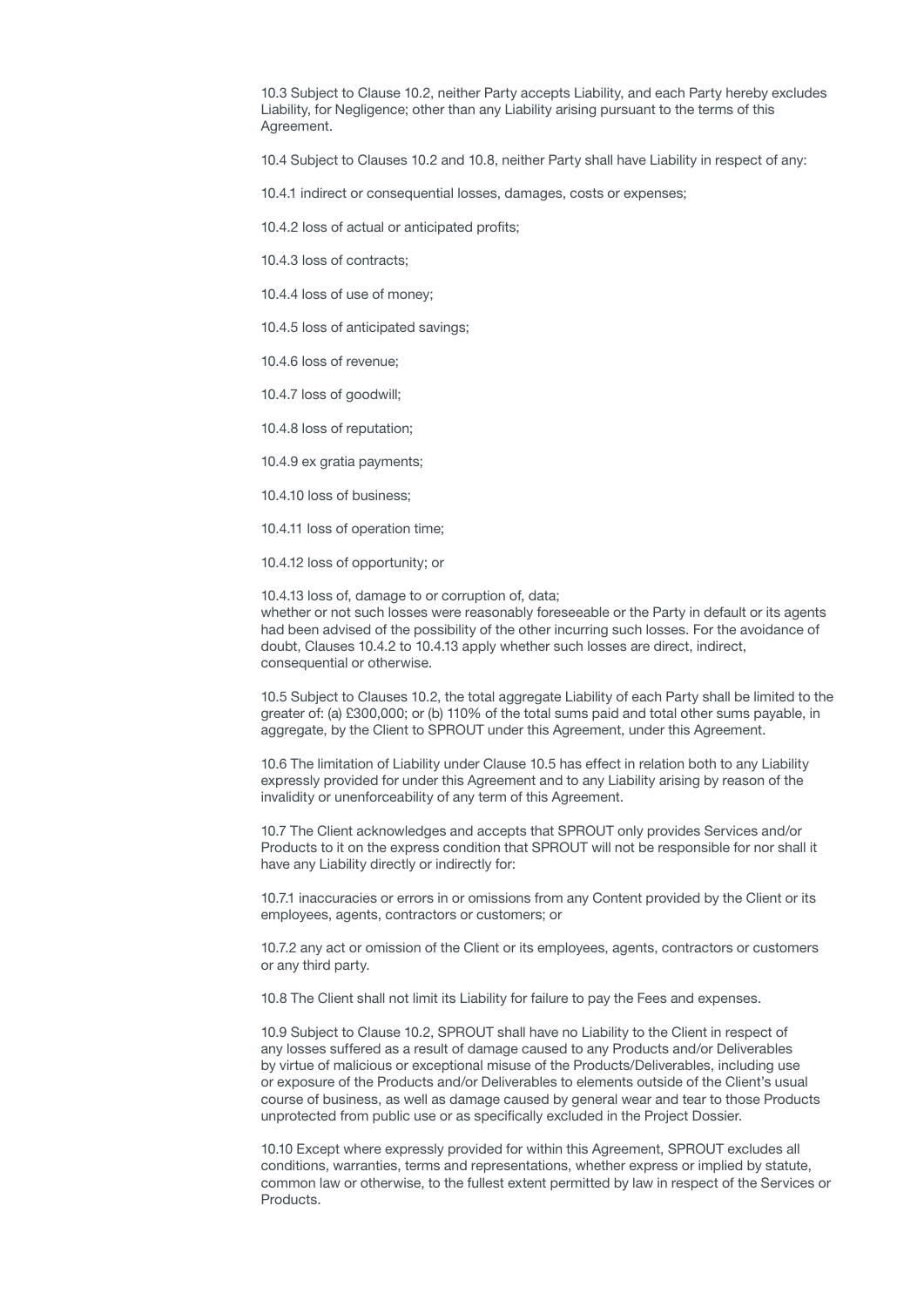10.3 Subject to Clause 10.2, neither Party accepts Liability, and each Party hereby excludes Liability, for Negligence; other than any Liability arising pursuant to the terms of this Agreement.

10.4 Subject to Clauses 10.2 and 10.8, neither Party shall have Liability in respect of any:

10.4.1 indirect or consequential losses, damages, costs or expenses;

10.4.2 loss of actual or anticipated profits;

10.4.3 loss of contracts;

10.4.4 loss of use of money;

10.4.5 loss of anticipated savings;

10.4.6 loss of revenue;

10.4.7 loss of goodwill;

10.4.8 loss of reputation;

10.4.9 ex gratia payments;

10.4.10 loss of business;

10.4.11 loss of operation time;

10.4.12 loss of opportunity; or

10.4.13 loss of, damage to or corruption of, data;
whether or not such losses were reasonably foreseeable or the Party in default or its agents had been advised of the possibility of the other incurring such losses. For the avoidance of doubt, Clauses 10.4.2 to 10.4.13 apply whether such losses are direct, indirect, consequential or otherwise.

10.5 Subject to Clauses 10.2, the total aggregate Liability of each Party shall be limited to the greater of: (a) £300,000; or (b) 110% of the total sums paid and total other sums payable, in aggregate, by the Client to SPROUT under this Agreement, under this Agreement.

10.6 The limitation of Liability under Clause 10.5 has effect in relation both to any Liability expressly provided for under this Agreement and to any Liability arising by reason of the invalidity or unenforceability of any term of this Agreement.

10.7 The Client acknowledges and accepts that SPROUT only provides Services and/or Products to it on the express condition that SPROUT will not be responsible for nor shall it have any Liability directly or indirectly for:

10.7.1 inaccuracies or errors in or omissions from any Content provided by the Client or its employees, agents, contractors or customers; or

10.7.2 any act or omission of the Client or its employees, agents, contractors or customers or any third party.

10.8 The Client shall not limit its Liability for failure to pay the Fees and expenses.

10.9 Subject to Clause 10.2, SPROUT shall have no Liability to the Client in respect of any losses suffered as a result of damage caused to any Products and/or Deliverables by virtue of malicious or exceptional misuse of the Products/Deliverables, including use or exposure of the Products and/or Deliverables to elements outside of the Client's usual course of business, as well as damage caused by general wear and tear to those Products unprotected from public use or as specifically excluded in the Project Dossier.

10.10 Except where expressly provided for within this Agreement, SPROUT excludes all conditions, warranties, terms and representations, whether express or implied by statute, common law or otherwise, to the fullest extent permitted by law in respect of the Services or Products.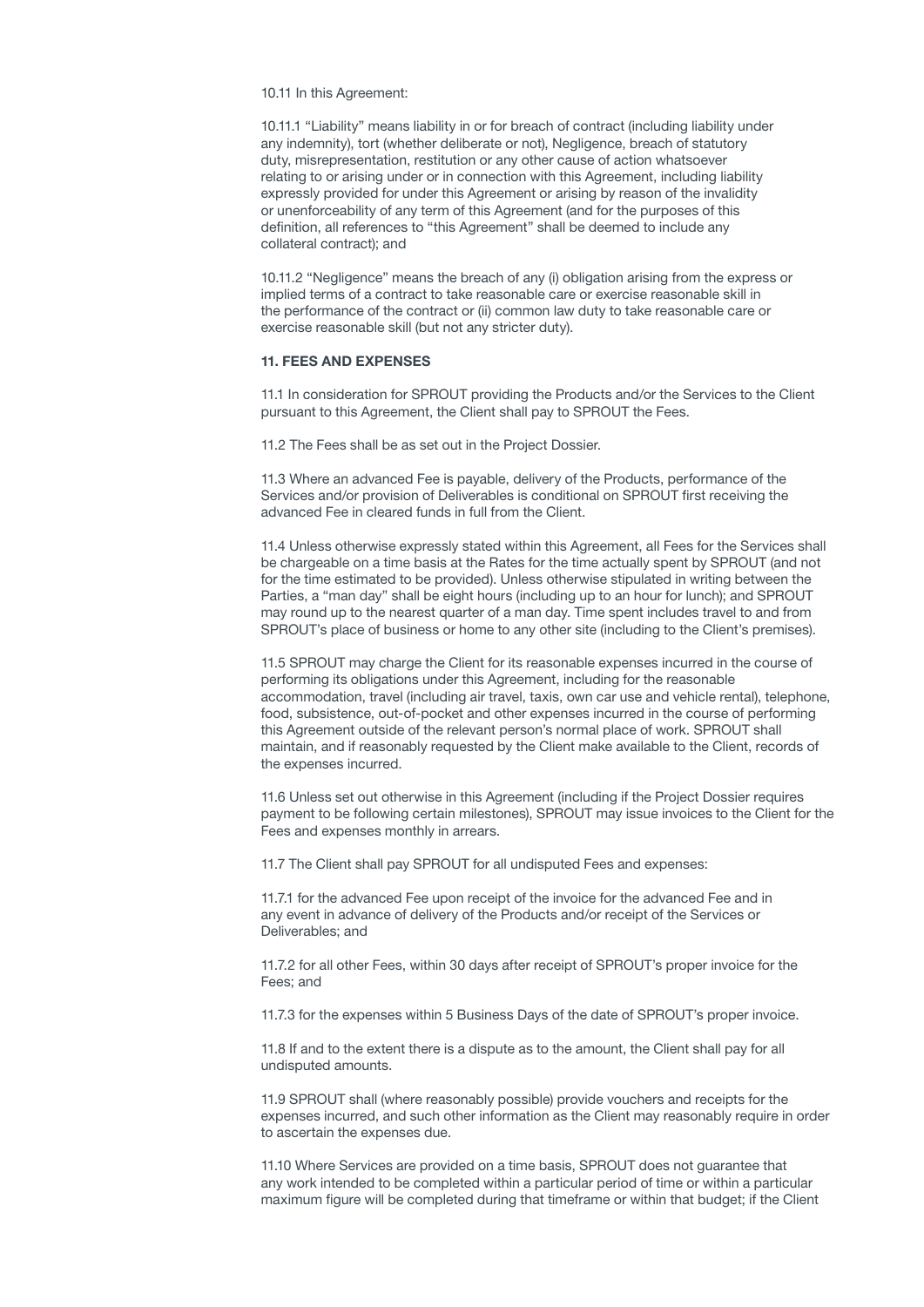10.11 In this Agreement:

10.11.1 "Liability" means liability in or for breach of contract (including liability under any indemnity), tort (whether deliberate or not), Negligence, breach of statutory duty, misrepresentation, restitution or any other cause of action whatsoever relating to or arising under or in connection with this Agreement, including liability expressly provided for under this Agreement or arising by reason of the invalidity or unenforceability of any term of this Agreement (and for the purposes of this definition, all references to "this Agreement" shall be deemed to include any collateral contract); and

10.11.2 "Negligence" means the breach of any (i) obligation arising from the express or implied terms of a contract to take reasonable care or exercise reasonable skill in the performance of the contract or (ii) common law duty to take reasonable care or exercise reasonable skill (but not any stricter duty).

**11. FEES AND EXPENSES**

11.1 In consideration for SPROUT providing the Products and/or the Services to the Client pursuant to this Agreement, the Client shall pay to SPROUT the Fees.

11.2 The Fees shall be as set out in the Project Dossier.

11.3 Where an advanced Fee is payable, delivery of the Products, performance of the Services and/or provision of Deliverables is conditional on SPROUT first receiving the advanced Fee in cleared funds in full from the Client.

11.4 Unless otherwise expressly stated within this Agreement, all Fees for the Services shall be chargeable on a time basis at the Rates for the time actually spent by SPROUT (and not for the time estimated to be provided). Unless otherwise stipulated in writing between the Parties, a "man day" shall be eight hours (including up to an hour for lunch); and SPROUT may round up to the nearest quarter of a man day. Time spent includes travel to and from SPROUT's place of business or home to any other site (including to the Client's premises).

11.5 SPROUT may charge the Client for its reasonable expenses incurred in the course of performing its obligations under this Agreement, including for the reasonable accommodation, travel (including air travel, taxis, own car use and vehicle rental), telephone, food, subsistence, out-of-pocket and other expenses incurred in the course of performing this Agreement outside of the relevant person's normal place of work. SPROUT shall maintain, and if reasonably requested by the Client make available to the Client, records of the expenses incurred.

11.6 Unless set out otherwise in this Agreement (including if the Project Dossier requires payment to be following certain milestones), SPROUT may issue invoices to the Client for the Fees and expenses monthly in arrears.

11.7 The Client shall pay SPROUT for all undisputed Fees and expenses:

11.7.1 for the advanced Fee upon receipt of the invoice for the advanced Fee and in any event in advance of delivery of the Products and/or receipt of the Services or Deliverables; and

11.7.2 for all other Fees, within 30 days after receipt of SPROUT's proper invoice for the Fees; and

11.7.3 for the expenses within 5 Business Days of the date of SPROUT's proper invoice.

11.8 If and to the extent there is a dispute as to the amount, the Client shall pay for all undisputed amounts.

11.9 SPROUT shall (where reasonably possible) provide vouchers and receipts for the expenses incurred, and such other information as the Client may reasonably require in order to ascertain the expenses due.

11.10 Where Services are provided on a time basis, SPROUT does not guarantee that any work intended to be completed within a particular period of time or within a particular maximum figure will be completed during that timeframe or within that budget; if the Client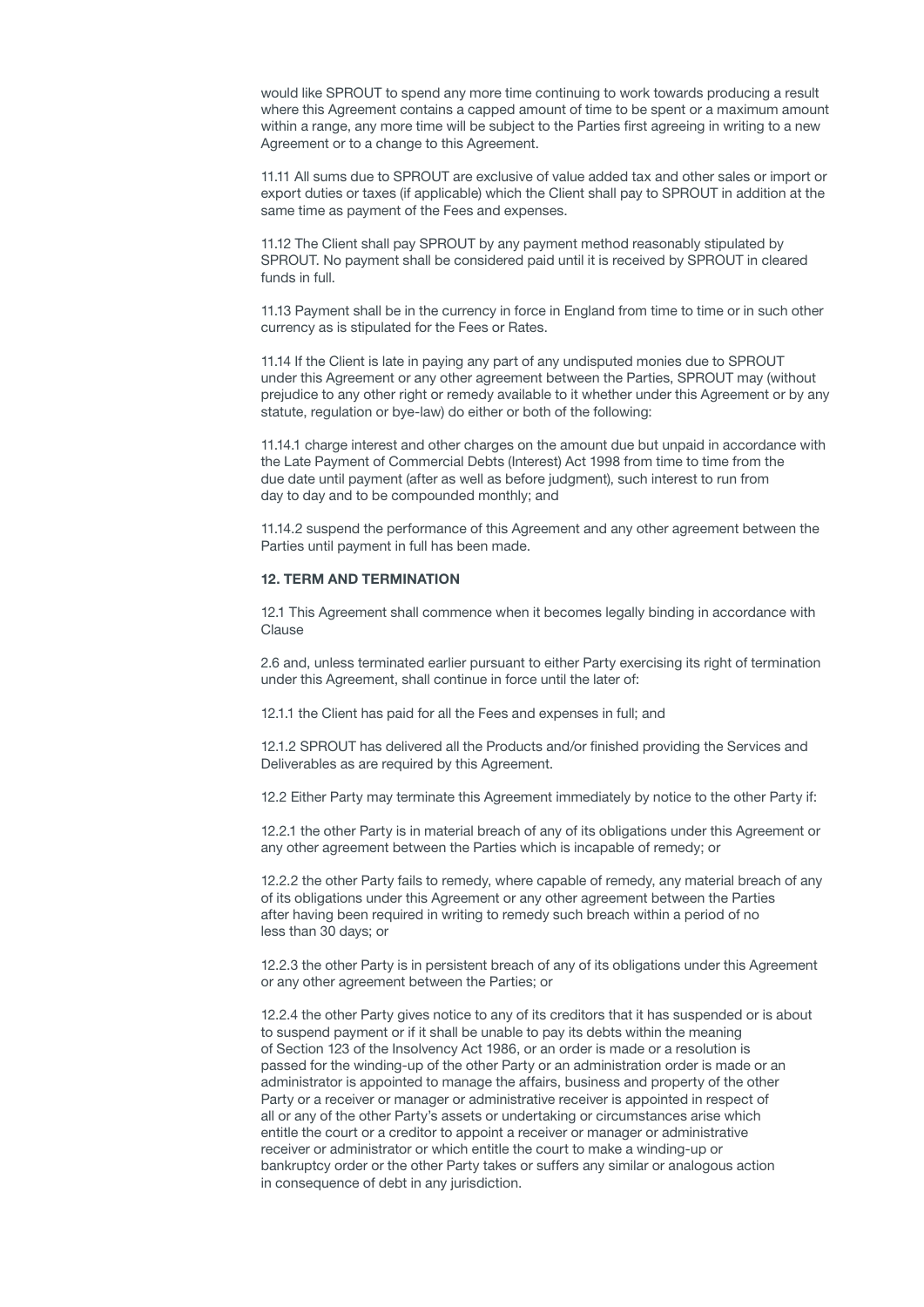would like SPROUT to spend any more time continuing to work towards producing a result where this Agreement contains a capped amount of time to be spent or a maximum amount within a range, any more time will be subject to the Parties first agreeing in writing to a new Agreement or to a change to this Agreement.

11.11 All sums due to SPROUT are exclusive of value added tax and other sales or import or export duties or taxes (if applicable) which the Client shall pay to SPROUT in addition at the same time as payment of the Fees and expenses.

11.12 The Client shall pay SPROUT by any payment method reasonably stipulated by SPROUT. No payment shall be considered paid until it is received by SPROUT in cleared funds in full.

11.13 Payment shall be in the currency in force in England from time to time or in such other currency as is stipulated for the Fees or Rates.

11.14 If the Client is late in paying any part of any undisputed monies due to SPROUT under this Agreement or any other agreement between the Parties, SPROUT may (without prejudice to any other right or remedy available to it whether under this Agreement or by any statute, regulation or bye-law) do either or both of the following:

11.14.1 charge interest and other charges on the amount due but unpaid in accordance with the Late Payment of Commercial Debts (Interest) Act 1998 from time to time from the due date until payment (after as well as before judgment), such interest to run from day to day and to be compounded monthly; and

11.14.2 suspend the performance of this Agreement and any other agreement between the Parties until payment in full has been made.

**12. TERM AND TERMINATION**

12.1 This Agreement shall commence when it becomes legally binding in accordance with Clause

2.6 and, unless terminated earlier pursuant to either Party exercising its right of termination under this Agreement, shall continue in force until the later of:

12.1.1 the Client has paid for all the Fees and expenses in full; and

12.1.2 SPROUT has delivered all the Products and/or finished providing the Services and Deliverables as are required by this Agreement.

12.2 Either Party may terminate this Agreement immediately by notice to the other Party if:

12.2.1 the other Party is in material breach of any of its obligations under this Agreement or any other agreement between the Parties which is incapable of remedy; or

12.2.2 the other Party fails to remedy, where capable of remedy, any material breach of any of its obligations under this Agreement or any other agreement between the Parties after having been required in writing to remedy such breach within a period of no less than 30 days; or

12.2.3 the other Party is in persistent breach of any of its obligations under this Agreement or any other agreement between the Parties; or

12.2.4 the other Party gives notice to any of its creditors that it has suspended or is about to suspend payment or if it shall be unable to pay its debts within the meaning of Section 123 of the Insolvency Act 1986, or an order is made or a resolution is passed for the winding-up of the other Party or an administration order is made or an administrator is appointed to manage the affairs, business and property of the other Party or a receiver or manager or administrative receiver is appointed in respect of all or any of the other Party's assets or undertaking or circumstances arise which entitle the court or a creditor to appoint a receiver or manager or administrative receiver or administrator or which entitle the court to make a winding-up or bankruptcy order or the other Party takes or suffers any similar or analogous action in consequence of debt in any jurisdiction.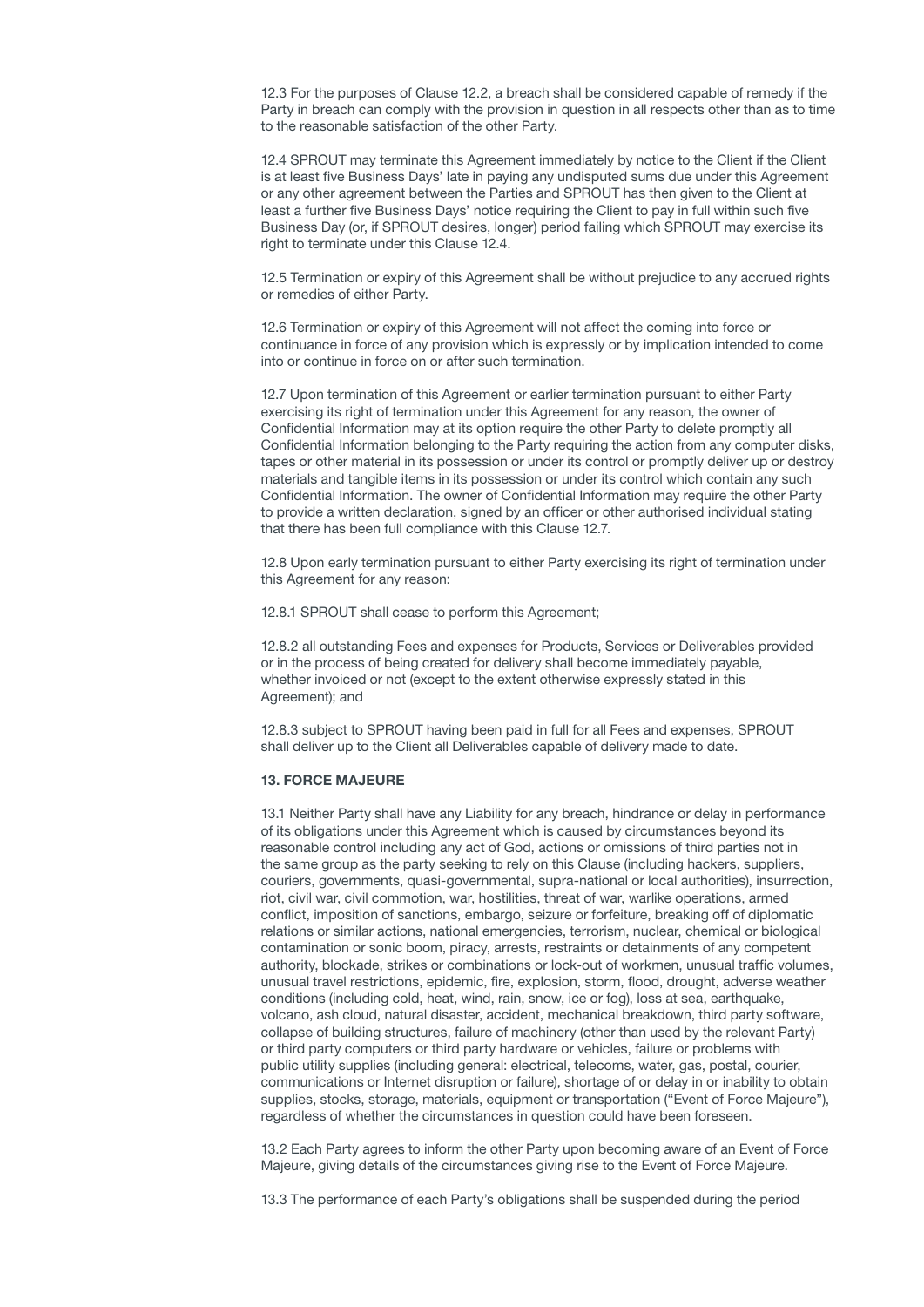12.3 For the purposes of Clause 12.2, a breach shall be considered capable of remedy if the Party in breach can comply with the provision in question in all respects other than as to time to the reasonable satisfaction of the other Party.

12.4 SPROUT may terminate this Agreement immediately by notice to the Client if the Client is at least five Business Days' late in paying any undisputed sums due under this Agreement or any other agreement between the Parties and SPROUT has then given to the Client at least a further five Business Days' notice requiring the Client to pay in full within such five Business Day (or, if SPROUT desires, longer) period failing which SPROUT may exercise its right to terminate under this Clause 12.4.

12.5 Termination or expiry of this Agreement shall be without prejudice to any accrued rights or remedies of either Party.

12.6 Termination or expiry of this Agreement will not affect the coming into force or continuance in force of any provision which is expressly or by implication intended to come into or continue in force on or after such termination.

12.7 Upon termination of this Agreement or earlier termination pursuant to either Party exercising its right of termination under this Agreement for any reason, the owner of Confidential Information may at its option require the other Party to delete promptly all Confidential Information belonging to the Party requiring the action from any computer disks, tapes or other material in its possession or under its control or promptly deliver up or destroy materials and tangible items in its possession or under its control which contain any such Confidential Information. The owner of Confidential Information may require the other Party to provide a written declaration, signed by an officer or other authorised individual stating that there has been full compliance with this Clause 12.7.

12.8 Upon early termination pursuant to either Party exercising its right of termination under this Agreement for any reason:

12.8.1 SPROUT shall cease to perform this Agreement;

12.8.2 all outstanding Fees and expenses for Products, Services or Deliverables provided or in the process of being created for delivery shall become immediately payable, whether invoiced or not (except to the extent otherwise expressly stated in this Agreement); and

12.8.3 subject to SPROUT having been paid in full for all Fees and expenses, SPROUT shall deliver up to the Client all Deliverables capable of delivery made to date.

**13. FORCE MAJEURE**

13.1 Neither Party shall have any Liability for any breach, hindrance or delay in performance of its obligations under this Agreement which is caused by circumstances beyond its reasonable control including any act of God, actions or omissions of third parties not in the same group as the party seeking to rely on this Clause (including hackers, suppliers, couriers, governments, quasi-governmental, supra-national or local authorities), insurrection, riot, civil war, civil commotion, war, hostilities, threat of war, warlike operations, armed conflict, imposition of sanctions, embargo, seizure or forfeiture, breaking off of diplomatic relations or similar actions, national emergencies, terrorism, nuclear, chemical or biological contamination or sonic boom, piracy, arrests, restraints or detainments of any competent authority, blockade, strikes or combinations or lock-out of workmen, unusual traffic volumes, unusual travel restrictions, epidemic, fire, explosion, storm, flood, drought, adverse weather conditions (including cold, heat, wind, rain, snow, ice or fog), loss at sea, earthquake, volcano, ash cloud, natural disaster, accident, mechanical breakdown, third party software, collapse of building structures, failure of machinery (other than used by the relevant Party) or third party computers or third party hardware or vehicles, failure or problems with public utility supplies (including general: electrical, telecoms, water, gas, postal, courier, communications or Internet disruption or failure), shortage of or delay in or inability to obtain supplies, stocks, storage, materials, equipment or transportation ("Event of Force Majeure"), regardless of whether the circumstances in question could have been foreseen.

13.2 Each Party agrees to inform the other Party upon becoming aware of an Event of Force Majeure, giving details of the circumstances giving rise to the Event of Force Majeure.

13.3 The performance of each Party's obligations shall be suspended during the period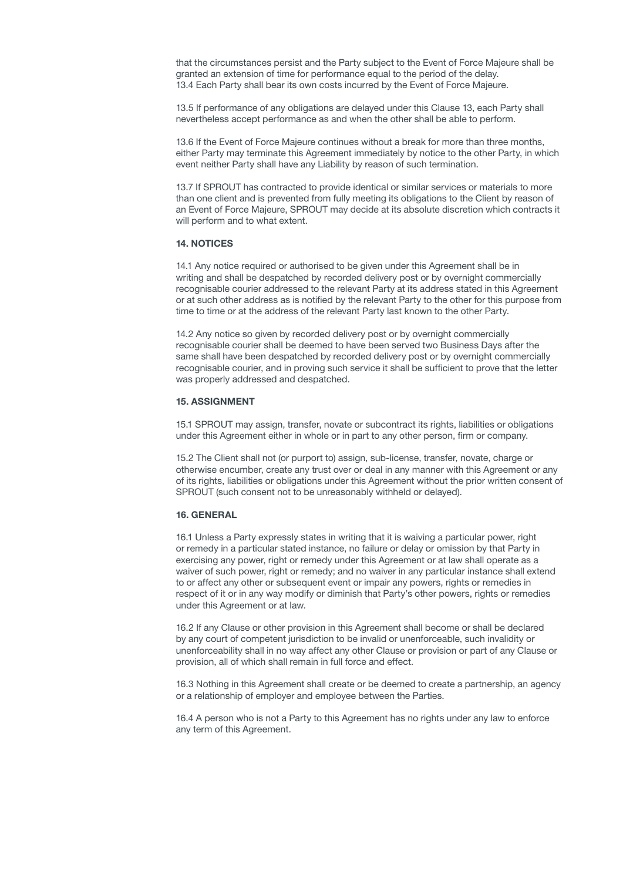that the circumstances persist and the Party subject to the Event of Force Majeure shall be granted an extension of time for performance equal to the period of the delay.
13.4 Each Party shall bear its own costs incurred by the Event of Force Majeure.

13.5 If performance of any obligations are delayed under this Clause 13, each Party shall nevertheless accept performance as and when the other shall be able to perform.

13.6 If the Event of Force Majeure continues without a break for more than three months, either Party may terminate this Agreement immediately by notice to the other Party, in which event neither Party shall have any Liability by reason of such termination.

13.7 If SPROUT has contracted to provide identical or similar services or materials to more than one client and is prevented from fully meeting its obligations to the Client by reason of an Event of Force Majeure, SPROUT may decide at its absolute discretion which contracts it will perform and to what extent.

**14. NOTICES**

14.1 Any notice required or authorised to be given under this Agreement shall be in writing and shall be despatched by recorded delivery post or by overnight commercially recognisable courier addressed to the relevant Party at its address stated in this Agreement or at such other address as is notified by the relevant Party to the other for this purpose from time to time or at the address of the relevant Party last known to the other Party.

14.2 Any notice so given by recorded delivery post or by overnight commercially recognisable courier shall be deemed to have been served two Business Days after the same shall have been despatched by recorded delivery post or by overnight commercially recognisable courier, and in proving such service it shall be sufficient to prove that the letter was properly addressed and despatched.

**15. ASSIGNMENT**

15.1 SPROUT may assign, transfer, novate or subcontract its rights, liabilities or obligations under this Agreement either in whole or in part to any other person, firm or company.

15.2 The Client shall not (or purport to) assign, sub-license, transfer, novate, charge or otherwise encumber, create any trust over or deal in any manner with this Agreement or any of its rights, liabilities or obligations under this Agreement without the prior written consent of SPROUT (such consent not to be unreasonably withheld or delayed).

**16. GENERAL**

16.1 Unless a Party expressly states in writing that it is waiving a particular power, right or remedy in a particular stated instance, no failure or delay or omission by that Party in exercising any power, right or remedy under this Agreement or at law shall operate as a waiver of such power, right or remedy; and no waiver in any particular instance shall extend to or affect any other or subsequent event or impair any powers, rights or remedies in respect of it or in any way modify or diminish that Party's other powers, rights or remedies under this Agreement or at law.

16.2 If any Clause or other provision in this Agreement shall become or shall be declared by any court of competent jurisdiction to be invalid or unenforceable, such invalidity or unenforceability shall in no way affect any other Clause or provision or part of any Clause or provision, all of which shall remain in full force and effect.

16.3 Nothing in this Agreement shall create or be deemed to create a partnership, an agency or a relationship of employer and employee between the Parties.

16.4 A person who is not a Party to this Agreement has no rights under any law to enforce any term of this Agreement.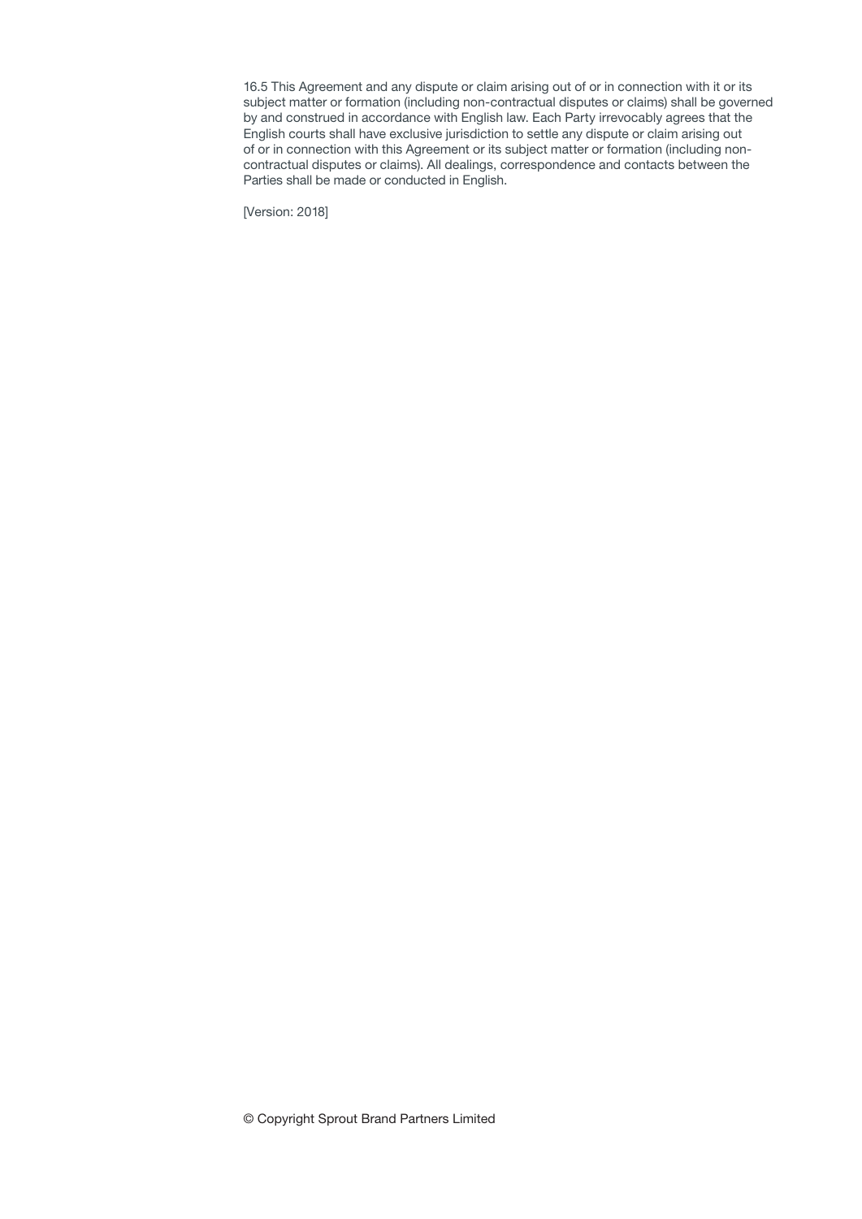16.5 This Agreement and any dispute or claim arising out of or in connection with it or its subject matter or formation (including non-contractual disputes or claims) shall be governed by and construed in accordance with English law. Each Party irrevocably agrees that the English courts shall have exclusive jurisdiction to settle any dispute or claim arising out of or in connection with this Agreement or its subject matter or formation (including non-contractual disputes or claims). All dealings, correspondence and contacts between the Parties shall be made or conducted in English.

[Version: 2018]

© Copyright Sprout Brand Partners Limited